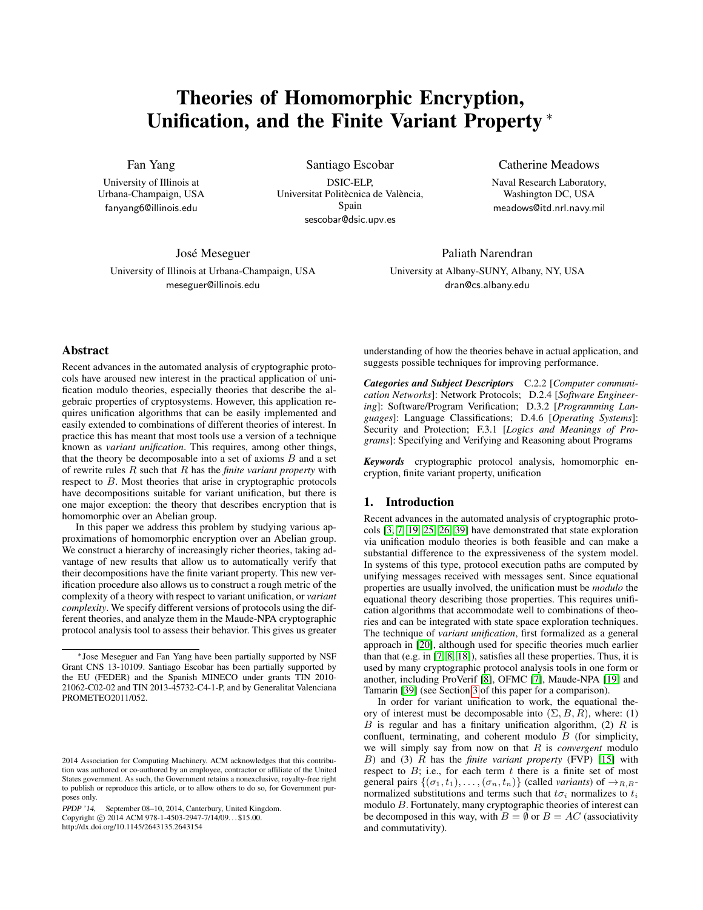# Theories of Homomorphic Encryption, Unification, and the Finite Variant Property *

Fan Yang
University of Illinois at Urbana-Champaign, USA
fanyang6@illinois.edu

Santiago Escobar
DSIC-ELP, Universitat Politècnica de València, Spain
sescobar@dsic.upv.es

Catherine Meadows
Naval Research Laboratory, Washington DC, USA
meadows@itd.nrl.navy.mil

José Meseguer
University of Illinois at Urbana-Champaign, USA
meseguer@illinois.edu

Paliath Narendran
University at Albany-SUNY, Albany, NY, USA
dran@cs.albany.edu

## Abstract

Recent advances in the automated analysis of cryptographic protocols have aroused new interest in the practical application of unification modulo theories, especially theories that describe the algebraic properties of cryptosystems. However, this application requires unification algorithms that can be easily implemented and easily extended to combinations of different theories of interest. In practice this has meant that most tools use a version of a technique known as *variant unification*. This requires, among other things, that the theory be decomposable into a set of axioms $B$ and a set of rewrite rules $R$ such that $R$ has the *finite variant property* with respect to $B$. Most theories that arise in cryptographic protocols have decompositions suitable for variant unification, but there is one major exception: the theory that describes encryption that is homomorphic over an Abelian group.

In this paper we address this problem by studying various approximations of homomorphic encryption over an Abelian group. We construct a hierarchy of increasingly richer theories, taking advantage of new results that allow us to automatically verify that their decompositions have the finite variant property. This new verification procedure also allows us to construct a rough metric of the complexity of a theory with respect to variant unification, or *variant complexity*. We specify different versions of protocols using the different theories, and analyze them in the Maude-NPA cryptographic protocol analysis tool to assess their behavior. This gives us greater understanding of how the theories behave in actual application, and suggests possible techniques for improving performance.

***Categories and Subject Descriptors*** C.2.2 [*Computer communication Networks*]: Network Protocols; D.2.4 [*Software Engineering*]: Software/Program Verification; D.3.2 [*Programming Languages*]: Language Classifications; D.4.6 [*Operating Systems*]: Security and Protection; F.3.1 [*Logics and Meanings of Programs*]: Specifying and Verifying and Reasoning about Programs

***Keywords*** cryptographic protocol analysis, homomorphic encryption, finite variant property, unification

## 1. Introduction

Recent advances in the automated analysis of cryptographic protocols [3, 7, 19, 25, 26, 39] have demonstrated that state exploration via unification modulo theories is both feasible and can make a substantial difference to the expressiveness of the system model. In systems of this type, protocol execution paths are computed by unifying messages received with messages sent. Since equational properties are usually involved, the unification must be *modulo* the equational theory describing those properties. This requires unification algorithms that accommodate well to combinations of theories and can be integrated with state space exploration techniques. The technique of *variant unification*, first formalized as a general approach in [20], although used for specific theories much earlier than that (e.g. in [7, 8, 18]), satisfies all these properties. Thus, it is used by many cryptographic protocol analysis tools in one form or another, including ProVerif [8], OFMC [7], Maude-NPA [19] and Tamarin [39] (see Section 3 of this paper for a comparison).

In order for variant unification to work, the equational theory of interest must be decomposable into $(\Sigma, B, R)$, where: (1) $B$ is regular and has a finitary unification algorithm, (2) $R$ is confluent, terminating, and coherent modulo $B$ (for simplicity, we will simply say from now on that $R$ is *convergent* modulo $B$) and (3) $R$ has the *finite variant property* (FVP) [15] with respect to $B$; i.e., for each term $t$ there is a finite set of most general pairs $\{(\sigma_1, t_1), \ldots, (\sigma_n, t_n)\}$ (called *variants*) of $\rightarrow_{R,B}$-normalized substitutions and terms such that $t\sigma_i$ normalizes to $t_i$ modulo $B$. Fortunately, many cryptographic theories of interest can be decomposed in this way, with $B = \emptyset$ or $B = AC$ (associativity and commutativity).

---

*Jose Meseguer and Fan Yang have been partially supported by NSF Grant CNS 13-10109. Santiago Escobar has been partially supported by the EU (FEDER) and the Spanish MINECO under grants TIN 2010-21062-C02-02 and TIN 2013-45732-C4-1-P, and by Generalitat Valenciana PROMETEO2011/052.

2014 Association for Computing Machinery. ACM acknowledges that this contribution was authored or co-authored by an employee, contractor or affiliate of the United States government. As such, the Government retains a nonexclusive, royalty-free right to publish or reproduce this article, or to allow others to do so, for Government purposes only.

*PPDP '14*, September 08–10, 2014, Canterbury, United Kingdom.
Copyright © 2014 ACM 978-1-4503-2947-7/14/09…$15.00.
http://dx.doi.org/10.1145/2643135.2643154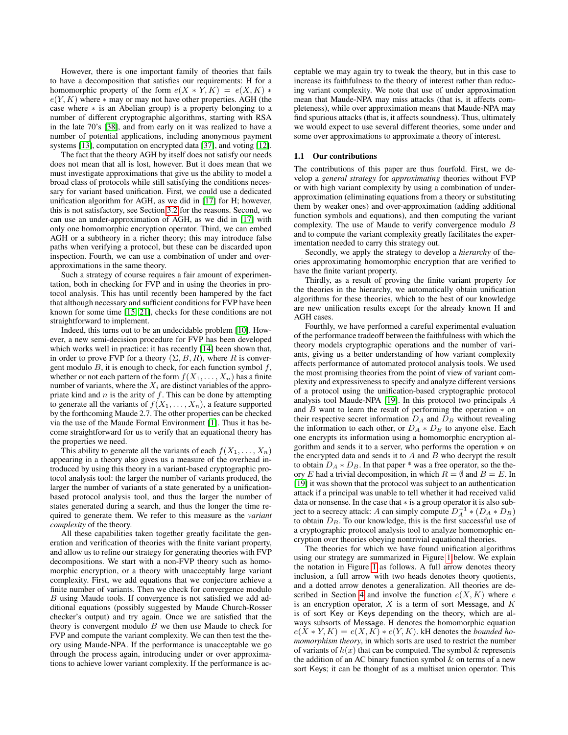However, there is one important family of theories that fails to have a decomposition that satisfies our requirements: H for a homomorphic property of the form $e(X * Y, K) = e(X, K) * e(Y, K)$ where $*$ may or may not have other properties. AGH (the case where $*$ is an Abelian group) is a property belonging to a number of different cryptographic algorithms, starting with RSA in the late 70's [38], and from early on it was realized to have a number of potential applications, including anonymous payment systems [13], computation on encrypted data [37], and voting [12].

The fact that the theory AGH by itself does not satisfy our needs does not mean that all is lost, however. But it does mean that we must investigate approximations that give us the ability to model a broad class of protocols while still satisfying the conditions necessary for variant based unification. First, we could use a dedicated unification algorithm for AGH, as we did in [17] for H; however, this is not satisfactory, see Section 3.2 for the reasons. Second, we can use an under-approximation of AGH, as we did in [17] with only one homomorphic encryption operator. Third, we can embed AGH or a subtheory in a richer theory; this may introduce false paths when verifying a protocol, but these can be discarded upon inspection. Fourth, we can use a combination of under and over-approximations in the same theory.

Such a strategy of course requires a fair amount of experimentation, both in checking for FVP and in using the theories in protocol analysis. This has until recently been hampered by the fact that although necessary and sufficient conditions for FVP have been known for some time [15, 21], checks for these conditions are not straightforward to implement.

Indeed, this turns out to be an undecidable problem [10]. However, a new semi-decision procedure for FVP has been developed which works well in practice: it has recently [14] been shown that, in order to prove FVP for a theory $(\Sigma, B, R)$, where $R$ is convergent modulo $B$, it is enough to check, for each function symbol $f$, whether or not each pattern of the form $f(X_1, \ldots, X_n)$ has a finite number of variants, where the $X_i$ are distinct variables of the appropriate kind and $n$ is the arity of $f$. This can be done by attempting to generate all the variants of $f(X_1, \ldots, X_n)$, a feature supported by the forthcoming Maude 2.7. The other properties can be checked via the use of the Maude Formal Environment [1]. Thus it has become straightforward for us to verify that an equational theory has the properties we need.

This ability to generate all the variants of each $f(X_1, \ldots, X_n)$ appearing in a theory also gives us a measure of the overhead introduced by using this theory in a variant-based cryptographic protocol analysis tool: the larger the number of variants produced, the larger the number of variants of a state generated by a unification-based protocol analysis tool, and thus the larger the number of states generated during a search, and thus the longer the time required to generate them. We refer to this measure as the *variant complexity* of the theory.

All these capabilities taken together greatly facilitate the generation and verification of theories with the finite variant property, and allow us to refine our strategy for generating theories with FVP decompositions. We start with a non-FVP theory such as homomorphic encryption, or a theory with unacceptably large variant complexity. First, we add equations that we conjecture achieve a finite number of variants. Then we check for convergence modulo $B$ using Maude tools. If convergence is not satisfied we add additional equations (possibly suggested by Maude Church-Rosser checker's output) and try again. Once we are satisfied that the theory is convergent modulo $B$ we then use Maude to check for FVP and compute the variant complexity. We can then test the theory using Maude-NPA. If the performance is unacceptable we go through the process again, introducing under or over approximations to achieve lower variant complexity. If the performance is acceptable we may again try to tweak the theory, but in this case to increase its faithfulness to the theory of interest rather than reducing variant complexity. We note that use of under approximation mean that Maude-NPA may miss attacks (that is, it affects completeness), while over approximation means that Maude-NPA may find spurious attacks (that is, it affects soundness). Thus, ultimately we would expect to use several different theories, some under and some over approximations to approximate a theory of interest.

### 1.1 Our contributions

The contributions of this paper are thus fourfold. First, we develop a *general strategy* for *approximating* theories without FVP or with high variant complexity by using a combination of under-approximation (eliminating equations from a theory or substituting them by weaker ones) and over-approximation (adding additional function symbols and equations), and then computing the variant complexity. The use of Maude to verify convergence modulo $B$ and to compute the variant complexity greatly facilitates the experimentation needed to carry this strategy out.

Secondly, we apply the strategy to develop a *hierarchy* of theories approximating homomorphic encryption that are verified to have the finite variant property.

Thirdly, as a result of proving the finite variant property for the theories in the hierarchy, we automatically obtain unification algorithms for these theories, which to the best of our knowledge are new unification results except for the already known H and AGH cases.

Fourthly, we have performed a careful experimental evaluation of the performance tradeoff between the faithfulness with which the theory models cryptographic operations and the number of variants, giving us a better understanding of how variant complexity affects performance of automated protocol analysis tools. We used the most promising theories from the point of view of variant complexity and expressiveness to specify and analyze different versions of a protocol using the unification-based cryptographic protocol analysis tool Maude-NPA [19]. In this protocol two principals $A$ and $B$ want to learn the result of performing the operation $*$ on their respective secret information $D_A$ and $D_B$ without revealing the information to each other, or $D_A * D_B$ to anyone else. Each one encrypts its information using a homomorphic encryption algorithm and sends it to a server, who performs the operation $*$ on the encrypted data and sends it to $A$ and $B$ who decrypt the result to obtain $D_A * D_B$. In that paper * was a free operator, so the theory $E$ had a trivial decomposition, in which $R = \emptyset$ and $B = E$. In [19] it was shown that the protocol was subject to an authentication attack if a principal was unable to tell whether it had received valid data or nonsense. In the case that $*$ is a group operator it is also subject to a secrecy attack: $A$ can simply compute $D_A^{-1} * (D_A * D_B)$ to obtain $D_B$. To our knowledge, this is the first successful use of a cryptographic protocol analysis tool to analyze homomophic encryption over theories obeying nontrivial equational theories.

The theories for which we have found unification algorithms using our strategy are summarized in Figure 1 below. We explain the notation in Figure 1 as follows. A full arrow denotes theory inclusion, a full arrow with two heads denotes theory quotients, and a dotted arrow denotes a generalization. All theories are described in Section 4 and involve the function $e(X, K)$ where $e$ is an encryption operator, $X$ is a term of sort Message, and $K$ is of sort Key or Keys depending on the theory, which are always subsorts of Message. H denotes the homomorphic equation $e(X * Y, K) = e(X, K) * e(Y, K)$. kH denotes the *bounded homomorphism theory*, in which sorts are used to restrict the number of variants of $h(x)$ that can be computed. The symbol & represents the addition of an AC binary function symbol & on terms of a new sort Keys; it can be thought of as a multiset union operator. This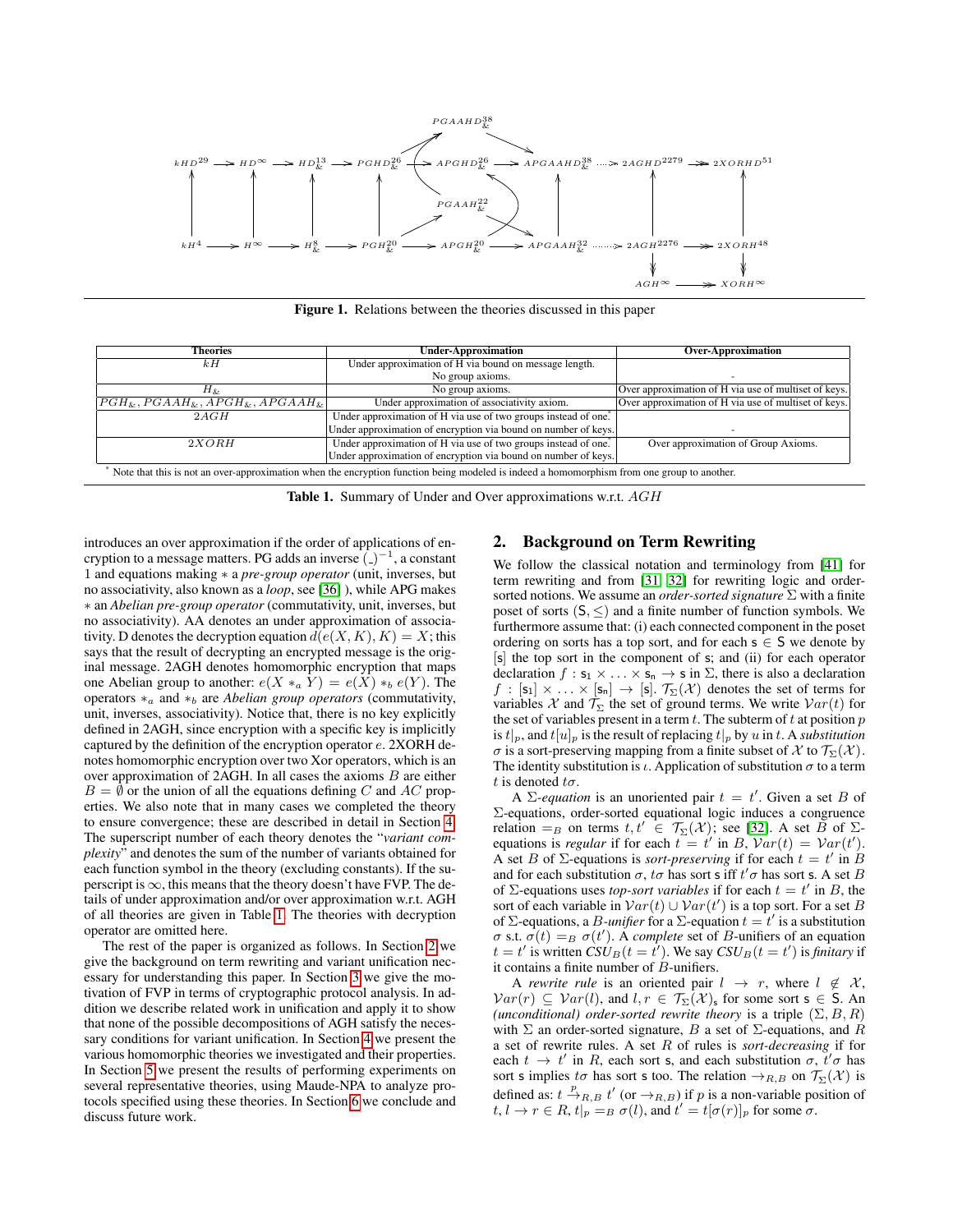Figure 1. Relations between the theories discussed in this paper

| Theories | Under-Approximation | Over-Approximation |
|---|---|---|
| $kH$ | Under approximation of H via bound on message length. No group axioms. | - |
| $H_{\&}$ | No group axioms. | Over approximation of H via use of multiset of keys. |
| $PGH_{\&}, PGAAH_{\&}, APGH_{\&}, APGAAH_{\&}$ | Under approximation of associativity axiom. | Over approximation of H via use of multiset of keys. |
| $2AGH$ | Under approximation of H via use of two groups instead of one.* Under approximation of encryption via bound on number of keys. | - |
| $2XORH$ | Under approximation of H via use of two groups instead of one. Under approximation of encryption via bound on number of keys. | Over approximation of Group Axioms. |

\* Note that this is not an over-approximation when the encryption function being modeled is indeed a homomorphism from one group to another.

Table 1. Summary of Under and Over approximations w.r.t. $AGH$

introduces an over approximation if the order of applications of encryption to a message matters. PG adds an inverse $(\_)^{-1}$, a constant 1 and equations making $*$ a *pre-group operator* (unit, inverses, but no associativity, also known as a *loop*, see [36] ), while APG makes $*$ an *Abelian pre-group operator* (commutativity, unit, inverses, but no associativity). AA denotes an under approximation of associativity. D denotes the decryption equation $d(e(X, K), K) = X$; this says that the result of decrypting an encrypted message is the original message. 2AGH denotes homomorphic encryption that maps one Abelian group to another: $e(X *_a Y) = e(X) *_b e(Y)$. The operators $*_a$ and $*_b$ are *Abelian group operators* (commutativity, unit, inverses, associativity). Notice that, there is no key explicitly defined in 2AGH, since encryption with a specific key is implicitly captured by the definition of the encryption operator $e$. 2XORH denotes homomorphic encryption over two Xor operators, which is an over approximation of 2AGH. In all cases the axioms $B$ are either $B = \emptyset$ or the union of all the equations defining $C$ and $AC$ properties. We also note that in many cases we completed the theory to ensure convergence; these are described in detail in Section 4. The superscript number of each theory denotes the "*variant complexity*" and denotes the sum of the number of variants obtained for each function symbol in the theory (excluding constants). If the superscript is $\infty$, this means that the theory doesn't have FVP. The details of under approximation and/or over approximation w.r.t. AGH of all theories are given in Table 1. The theories with decryption operator are omitted here.

The rest of the paper is organized as follows. In Section 2 we give the background on term rewriting and variant unification necessary for understanding this paper. In Section 3 we give the motivation of FVP in terms of cryptographic protocol analysis. In addition we describe related work in unification and apply it to show that none of the possible decompositions of AGH satisfy the necessary conditions for variant unification. In Section 4 we present the various homomorphic theories we investigated and their properties. In Section 5 we present the results of performing experiments on several representative theories, using Maude-NPA to analyze protocols specified using these theories. In Section 6 we conclude and discuss future work.

## 2. Background on Term Rewriting

We follow the classical notation and terminology from [41] for term rewriting and from [31, 32] for rewriting logic and order-sorted notions. We assume an *order-sorted signature* $\Sigma$ with a finite poset of sorts $(\mathsf{S}, \leq)$ and a finite number of function symbols. We furthermore assume that: (i) each connected component in the poset ordering on sorts has a top sort, and for each $\mathsf{s} \in \mathsf{S}$ we denote by $[\mathsf{s}]$ the top sort in the component of $\mathsf{s}$; and (ii) for each operator declaration $f : \mathsf{s}_1 \times \ldots \times \mathsf{s}_n \to \mathsf{s}$ in $\Sigma$, there is also a declaration $f : [\mathsf{s}_1] \times \ldots \times [\mathsf{s}_n] \to [\mathsf{s}]$. $\mathcal{T}_\Sigma(\mathcal{X})$ denotes the set of terms for variables $\mathcal{X}$ and $\mathcal{T}_\Sigma$ the set of ground terms. We write $\mathcal{V}ar(t)$ for the set of variables present in a term $t$. The subterm of $t$ at position $p$ is $t|_p$, and $t[u]_p$ is the result of replacing $t|_p$ by $u$ in $t$. A *substitution* $\sigma$ is a sort-preserving mapping from a finite subset of $\mathcal{X}$ to $\mathcal{T}_\Sigma(\mathcal{X})$. The identity substitution is $\iota$. Application of substitution $\sigma$ to a term $t$ is denoted $t\sigma$.

A $\Sigma$-*equation* is an unoriented pair $t = t'$. Given a set $B$ of $\Sigma$-equations, order-sorted equational logic induces a congruence relation $=_B$ on terms $t, t' \in \mathcal{T}_\Sigma(\mathcal{X})$; see [32]. A set $B$ of $\Sigma$-equations is *regular* if for each $t = t'$ in $B$, $\mathcal{V}ar(t) = \mathcal{V}ar(t')$. A set $B$ of $\Sigma$-equations is *sort-preserving* if for each $t = t'$ in $B$ and for each substitution $\sigma$, $t\sigma$ has sort $\mathsf{s}$ iff $t'\sigma$ has sort $\mathsf{s}$. A set $B$ of $\Sigma$-equations uses *top-sort variables* if for each $t = t'$ in $B$, the sort of each variable in $\mathcal{V}ar(t) \cup \mathcal{V}ar(t')$ is a top sort. For a set $B$ of $\Sigma$-equations, a $B$-*unifier* for a $\Sigma$-equation $t = t'$ is a substitution $\sigma$ s.t. $\sigma(t) =_B \sigma(t')$. A *complete* set of $B$-unifiers of an equation $t = t'$ is written $CSU_B(t = t')$. We say $CSU_B(t = t')$ is *finitary* if it contains a finite number of $B$-unifiers.

A *rewrite rule* is an oriented pair $l \to r$, where $l \notin \mathcal{X}$, $\mathcal{V}ar(r) \subseteq \mathcal{V}ar(l)$, and $l, r \in \mathcal{T}_\Sigma(\mathcal{X})_\mathsf{s}$ for some sort $\mathsf{s} \in \mathsf{S}$. An *(unconditional) order-sorted rewrite theory* is a triple $(\Sigma, B, R)$ with $\Sigma$ an order-sorted signature, $B$ a set of $\Sigma$-equations, and $R$ a set of rewrite rules. A set $R$ of rules is *sort-decreasing* if for each $t \to t'$ in $R$, each sort $\mathsf{s}$, and each substitution $\sigma$, $t'\sigma$ has sort $\mathsf{s}$ implies $t\sigma$ has sort $\mathsf{s}$ too. The relation $\to_{R,B}$ on $\mathcal{T}_\Sigma(\mathcal{X})$ is defined as: $t \xrightarrow{p}_{R,B} t'$ (or $\to_{R,B}$) if $p$ is a non-variable position of $t$, $l \to r \in R$, $t|_p =_B \sigma(l)$, and $t' = t[\sigma(r)]_p$ for some $\sigma$.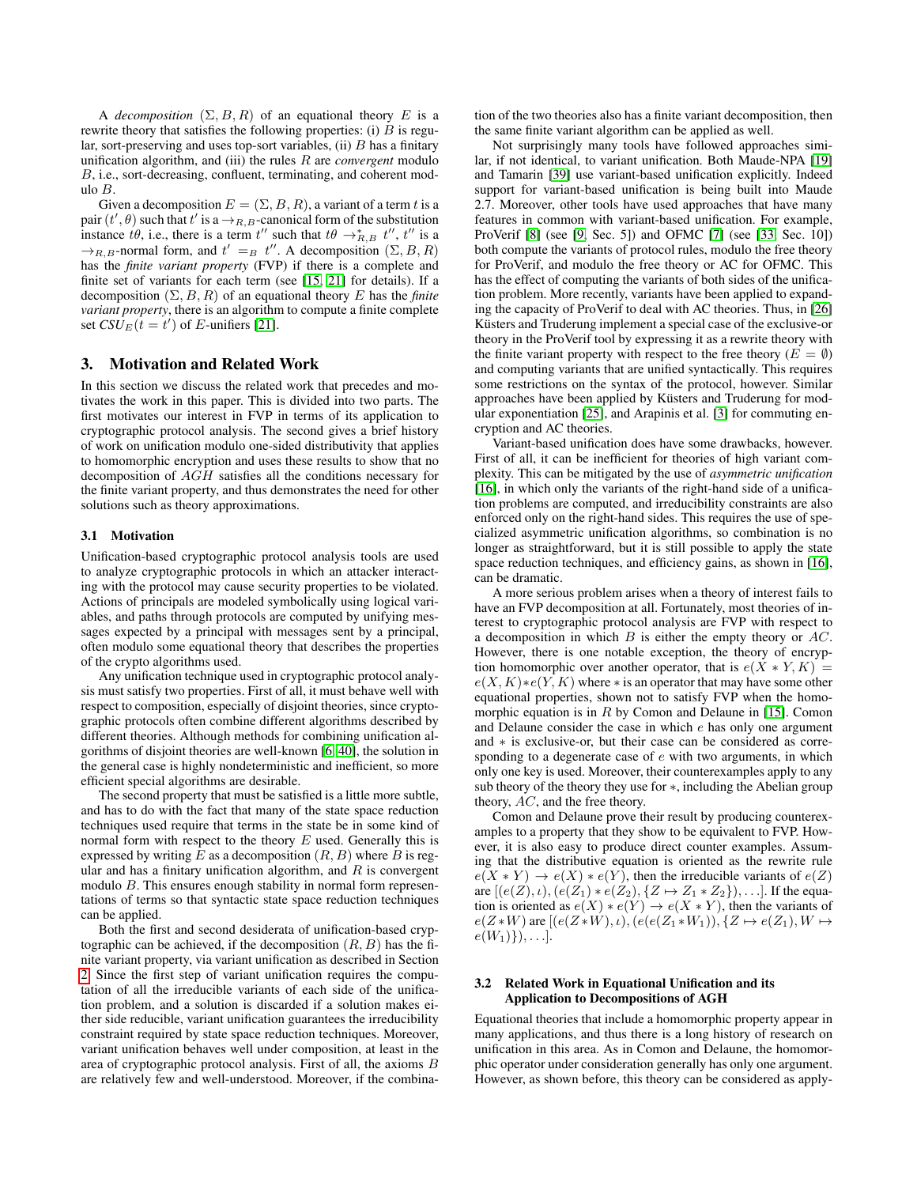A *decomposition* $(\Sigma, B, R)$ of an equational theory $E$ is a rewrite theory that satisfies the following properties: (i) $B$ is regular, sort-preserving and uses top-sort variables, (ii) $B$ has a finitary unification algorithm, and (iii) the rules $R$ are *convergent* modulo $B$, i.e., sort-decreasing, confluent, terminating, and coherent modulo $B$.

Given a decomposition $E = (\Sigma, B, R)$, a variant of a term $t$ is a pair $(t', \theta)$ such that $t'$ is a $\rightarrow_{R,B}$-canonical form of the substitution instance $t\theta$, i.e., there is a term $t''$ such that $t\theta \rightarrow^*_{R,B} t''$, $t''$ is a $\rightarrow_{R,B}$-normal form, and $t' =_B t''$. A decomposition $(\Sigma, B, R)$ has the *finite variant property* (FVP) if there is a complete and finite set of variants for each term (see [15, 21] for details). If a decomposition $(\Sigma, B, R)$ of an equational theory $E$ has the *finite variant property*, there is an algorithm to compute a finite complete set $CSU_E(t = t')$ of $E$-unifiers [21].

## 3. Motivation and Related Work

In this section we discuss the related work that precedes and motivates the work in this paper. This is divided into two parts. The first motivates our interest in FVP in terms of its application to cryptographic protocol analysis. The second gives a brief history of work on unification modulo one-sided distributivity that applies to homomorphic encryption and uses these results to show that no decomposition of $AGH$ satisfies all the conditions necessary for the finite variant property, and thus demonstrates the need for other solutions such as theory approximations.

### 3.1 Motivation

Unification-based cryptographic protocol analysis tools are used to analyze cryptographic protocols in which an attacker interacting with the protocol may cause security properties to be violated. Actions of principals are modeled symbolically using logical variables, and paths through protocols are computed by unifying messages expected by a principal with messages sent by a principal, often modulo some equational theory that describes the properties of the crypto algorithms used.

Any unification technique used in cryptographic protocol analysis must satisfy two properties. First of all, it must behave well with respect to composition, especially of disjoint theories, since cryptographic protocols often combine different algorithms described by different theories. Although methods for combining unification algorithms of disjoint theories are well-known [6, 40], the solution in the general case is highly nondeterministic and inefficient, so more efficient special algorithms are desirable.

The second property that must be satisfied is a little more subtle, and has to do with the fact that many of the state space reduction techniques used require that terms in the state be in some kind of normal form with respect to the theory $E$ used. Generally this is expressed by writing $E$ as a decomposition $(R, B)$ where $B$ is regular and has a finitary unification algorithm, and $R$ is convergent modulo $B$. This ensures enough stability in normal form representations of terms so that syntactic state space reduction techniques can be applied.

Both the first and second desiderata of unification-based cryptographic can be achieved, if the decomposition $(R, B)$ has the finite variant property, via variant unification as described in Section 2. Since the first step of variant unification requires the computation of all the irreducible variants of each side of the unification problem, and a solution is discarded if a solution makes either side reducible, variant unification guarantees the irreducibility constraint required by state space reduction techniques. Moreover, variant unification behaves well under composition, at least in the area of cryptographic protocol analysis. First of all, the axioms $B$ are relatively few and well-understood. Moreover, if the combination of the two theories also has a finite variant decomposition, then the same finite variant algorithm can be applied as well.

Not surprisingly many tools have followed approaches similar, if not identical, to variant unification. Both Maude-NPA [19] and Tamarin [39] use variant-based unification explicitly. Indeed support for variant-based unification is being built into Maude 2.7. Moreover, other tools have used approaches that have many features in common with variant-based unification. For example, ProVerif [8] (see [9, Sec. 5]) and OFMC [7] (see [33, Sec. 10]) both compute the variants of protocol rules, modulo the free theory for ProVerif, and modulo the free theory or AC for OFMC. This has the effect of computing the variants of both sides of the unification problem. More recently, variants have been applied to expanding the capacity of ProVerif to deal with AC theories. Thus, in [26] Küsters and Truderung implement a special case of the exclusive-or theory in the ProVerif tool by expressing it as a rewrite theory with the finite variant property with respect to the free theory ($E = \emptyset$) and computing variants that are unified syntactically. This requires some restrictions on the syntax of the protocol, however. Similar approaches have been applied by Küsters and Truderung for modular exponentiation [25], and Arapinis et al. [3] for commuting encryption and AC theories.

Variant-based unification does have some drawbacks, however. First of all, it can be inefficient for theories of high variant complexity. This can be mitigated by the use of *asymmetric unification* [16], in which only the variants of the right-hand side of a unification problems are computed, and irreducibility constraints are also enforced only on the right-hand sides. This requires the use of specialized asymmetric unification algorithms, so combination is no longer as straightforward, but it is still possible to apply the state space reduction techniques, and efficiency gains, as shown in [16], can be dramatic.

A more serious problem arises when a theory of interest fails to have an FVP decomposition at all. Fortunately, most theories of interest to cryptographic protocol analysis are FVP with respect to a decomposition in which $B$ is either the empty theory or $AC$. However, there is one notable exception, the theory of encryption homomorphic over another operator, that is $e(X * Y, K) = e(X, K) * e(Y, K)$ where $*$ is an operator that may have some other equational properties, shown not to satisfy FVP when the homomorphic equation is in $R$ by Comon and Delaune in [15]. Comon and Delaune consider the case in which $e$ has only one argument and $*$ is exclusive-or, but their case can be considered as corresponding to a degenerate case of $e$ with two arguments, in which only one key is used. Moreover, their counterexamples apply to any sub theory of the theory they use for $*$, including the Abelian group theory, $AC$, and the free theory.

Comon and Delaune prove their result by producing counterexamples to a property that they show to be equivalent to FVP. However, it is also easy to produce direct counter examples. Assuming that the distributive equation is oriented as the rewrite rule $e(X * Y) \rightarrow e(X) * e(Y)$, then the irreducible variants of $e(Z)$ are $[(e(Z), \iota), (e(Z_1) * e(Z_2), \{Z \mapsto Z_1 * Z_2\}), \ldots]$. If the equation is oriented as $e(X) * e(Y) \rightarrow e(X * Y)$, then the variants of $e(Z * W)$ are $[(e(Z * W), \iota), (e(e(Z_1 * W_1)), \{Z \mapsto e(Z_1), W \mapsto e(W_1)\}), \ldots]$.

### 3.2 Related Work in Equational Unification and its Application to Decompositions of AGH

Equational theories that include a homomorphic property appear in many applications, and thus there is a long history of research on unification in this area. As in Comon and Delaune, the homomorphic operator under consideration generally has only one argument. However, as shown before, this theory can be considered as apply-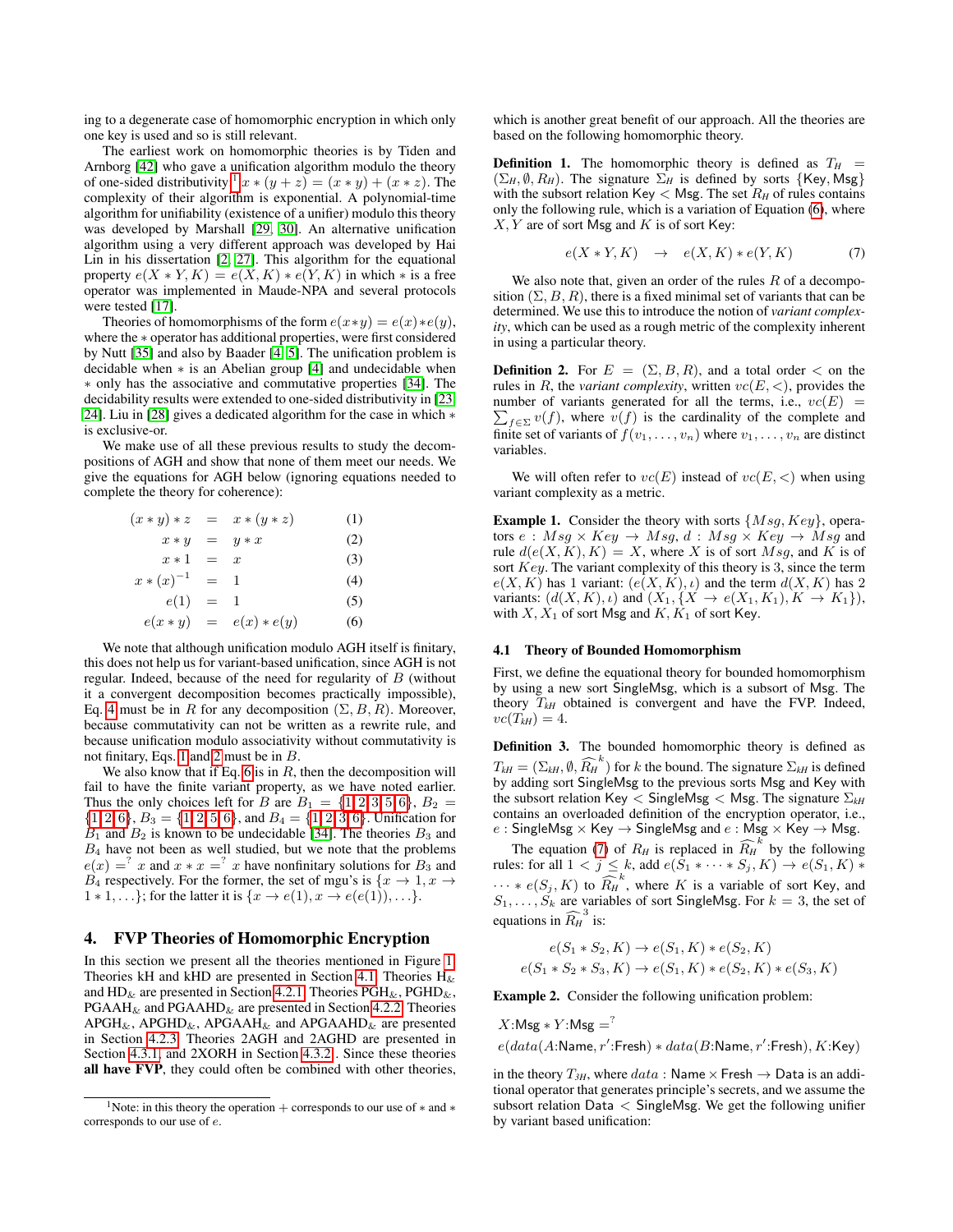ing to a degenerate case of homomorphic encryption in which only one key is used and so is still relevant.

The earliest work on homomorphic theories is by Tiden and Arnborg [42] who gave a unification algorithm modulo the theory of one-sided distributivity[1] $x * (y + z) = (x * y) + (x * z)$. The complexity of their algorithm is exponential. A polynomial-time algorithm for unifiability (existence of a unifier) modulo this theory was developed by Marshall [29, 30]. An alternative unification algorithm using a very different approach was developed by Hai Lin in his dissertation [2, 27]. This algorithm for the equational property $e(X * Y, K) = e(X, K) * e(Y, K)$ in which $*$ is a free operator was implemented in Maude-NPA and several protocols were tested [17].

Theories of homomorphisms of the form $e(x*y) = e(x)*e(y)$, where the $*$ operator has additional properties, were first considered by Nutt [35] and also by Baader [4, 5]. The unification problem is decidable when $*$ is an Abelian group [4] and undecidable when $*$ only has the associative and commutative properties [34]. The decidability results were extended to one-sided distributivity in [23, 24]. Liu in [28] gives a dedicated algorithm for the case in which $*$ is exclusive-or.

We make use of all these previous results to study the decompositions of AGH and show that none of them meet our needs. We give the equations for AGH below (ignoring equations needed to complete the theory for coherence):

$$(x * y) * z = x * (y * z) \quad (1)$$
$$x * y = y * x \quad (2)$$
$$x * 1 = x \quad (3)$$
$$x * (x)^{-1} = 1 \quad (4)$$
$$e(1) = 1 \quad (5)$$
$$e(x * y) = e(x) * e(y) \quad (6)$$

We note that although unification modulo AGH itself is finitary, this does not help us for variant-based unification, since AGH is not regular. Indeed, because of the need for regularity of $B$ (without it a convergent decomposition becomes practically impossible), Eq. 4 must be in $R$ for any decomposition $(\Sigma, B, R)$. Moreover, because commutativity can not be written as a rewrite rule, and because unification modulo associativity without commutativity is not finitary, Eqs. 1 and 2 must be in $B$.

We also know that if Eq. 6 is in $R$, then the decomposition will fail to have the finite variant property, as we have noted earlier. Thus the only choices left for $B$ are $B_1 = \{1, 2, 3, 5, 6\}$, $B_2 = \{1, 2, 6\}$, $B_3 = \{1, 2, 5, 6\}$, and $B_4 = \{1, 2, 3, 6\}$. Unification for $B_1$ and $B_2$ is known to be undecidable [34]. The theories $B_3$ and $B_4$ have not been as well studied, but we note that the problems $e(x) =^? x$ and $x * x =^? x$ have nonfinitary solutions for $B_3$ and $B_4$ respectively. For the former, the set of mgu's is $\{x \to 1, x \to 1 * 1, \ldots\}$; for the latter it is $\{x \to e(1), x \to e(e(1)), \ldots\}$.

## 4. FVP Theories of Homomorphic Encryption

In this section we present all the theories mentioned in Figure 1. Theories kH and kHD are presented in Section 4.1. Theories $H_\&$ and $HD_\&$ are presented in Section 4.2.1. Theories $PGH_\&$, $PGHD_\&$, $PGAAH_\&$ and $PGAAHD_\&$ are presented in Section 4.2.2. Theories $APGH_\&$, $APGHD_\&$, $APGAAH_\&$ and $APGAAHD_\&$ are presented in Section 4.2.3. Theories 2AGH and 2AGHD are presented in Section 4.3.1, and 2XORH in Section 4.3.2. Since these theories **all have FVP**, they could often be combined with other theories, which is another great benefit of our approach. All the theories are based on the following homomorphic theory.

**Definition 1.** The homomorphic theory is defined as $T_H = (\Sigma_H, \emptyset, R_H)$. The signature $\Sigma_H$ is defined by sorts $\{\mathsf{Key}, \mathsf{Msg}\}$ with the subsort relation $\mathsf{Key} < \mathsf{Msg}$. The set $R_H$ of rules contains only the following rule, which is a variation of Equation (6), where $X, Y$ are of sort $\mathsf{Msg}$ and $K$ is of sort $\mathsf{Key}$:

$$e(X * Y, K) \quad \to \quad e(X, K) * e(Y, K) \quad (7)$$

We also note that, given an order of the rules $R$ of a decomposition $(\Sigma, B, R)$, there is a fixed minimal set of variants that can be determined. We use this to introduce the notion of *variant complexity*, which can be used as a rough metric of the complexity inherent in using a particular theory.

**Definition 2.** For $E = (\Sigma, B, R)$, and a total order $<$ on the rules in $R$, the *variant complexity*, written $vc(E, <)$, provides the number of variants generated for all the terms, i.e., $vc(E) = \sum_{f \in \Sigma} v(f)$, where $v(f)$ is the cardinality of the complete and finite set of variants of $f(v_1, \ldots, v_n)$ where $v_1, \ldots, v_n$ are distinct variables.

We will often refer to $vc(E)$ instead of $vc(E, <)$ when using variant complexity as a metric.

**Example 1.** Consider the theory with sorts $\{Msg, Key\}$, operators $e : Msg \times Key \to Msg$, $d : Msg \times Key \to Msg$ and rule $d(e(X, K), K) = X$, where $X$ is of sort $Msg$, and $K$ is of sort $Key$. The variant complexity of this theory is 3, since the term $e(X, K)$ has 1 variant: $(e(X, K), \iota)$ and the term $d(X, K)$ has 2 variants: $(d(X, K), \iota)$ and $(X_1, \{X \to e(X_1, K_1), K \to K_1\})$, with $X, X_1$ of sort $\mathsf{Msg}$ and $K, K_1$ of sort $\mathsf{Key}$.

### 4.1 Theory of Bounded Homomorphism

First, we define the equational theory for bounded homomorphism by using a new sort $\mathsf{SingleMsg}$, which is a subsort of $\mathsf{Msg}$. The theory $T_{kH}$ obtained is convergent and have the FVP. Indeed, $vc(T_{kH}) = 4$.

**Definition 3.** The bounded homomorphic theory is defined as $T_{kH} = (\Sigma_{kH}, \emptyset, \widehat{R_H}^k)$ for $k$ the bound. The signature $\Sigma_{kH}$ is defined by adding sort $\mathsf{SingleMsg}$ to the previous sorts $\mathsf{Msg}$ and $\mathsf{Key}$ with the subsort relation $\mathsf{Key} < \mathsf{SingleMsg} < \mathsf{Msg}$. The signature $\Sigma_{kH}$ contains an overloaded definition of the encryption operator, i.e., $e : \mathsf{SingleMsg} \times \mathsf{Key} \to \mathsf{SingleMsg}$ and $e : \mathsf{Msg} \times \mathsf{Key} \to \mathsf{Msg}$.

The equation (7) of $R_H$ is replaced in $\widehat{R_H}^k$ by the following rules: for all $1 < j \leq k$, add $e(S_1 * \cdots * S_j, K) \to e(S_1, K) * \cdots * e(S_j, K)$ to $\widehat{R_H}^k$, where $K$ is a variable of sort $\mathsf{Key}$, and $S_1, \ldots, S_k$ are variables of sort $\mathsf{SingleMsg}$. For $k = 3$, the set of equations in $\widehat{R_H}^3$ is:

$$e(S_1 * S_2, K) \to e(S_1, K) * e(S_2, K)$$
$$e(S_1 * S_2 * S_3, K) \to e(S_1, K) * e(S_2, K) * e(S_3, K)$$

**Example 2.** Consider the following unification problem:

$$X{:}\mathsf{Msg} * Y{:}\mathsf{Msg} =^? e(data(A{:}\mathsf{Name}, r'{:}\mathsf{Fresh}) * data(B{:}\mathsf{Name}, r'{:}\mathsf{Fresh}), K{:}\mathsf{Key})$$

in the theory $T_{3H}$, where $data : \mathsf{Name} \times \mathsf{Fresh} \to \mathsf{Data}$ is an additional operator that generates principle's secrets, and we assume the subsort relation $\mathsf{Data} < \mathsf{SingleMsg}$. We get the following unifier by variant based unification:

[1] Note: in this theory the operation $+$ corresponds to our use of $*$ and $*$ corresponds to our use of $e$.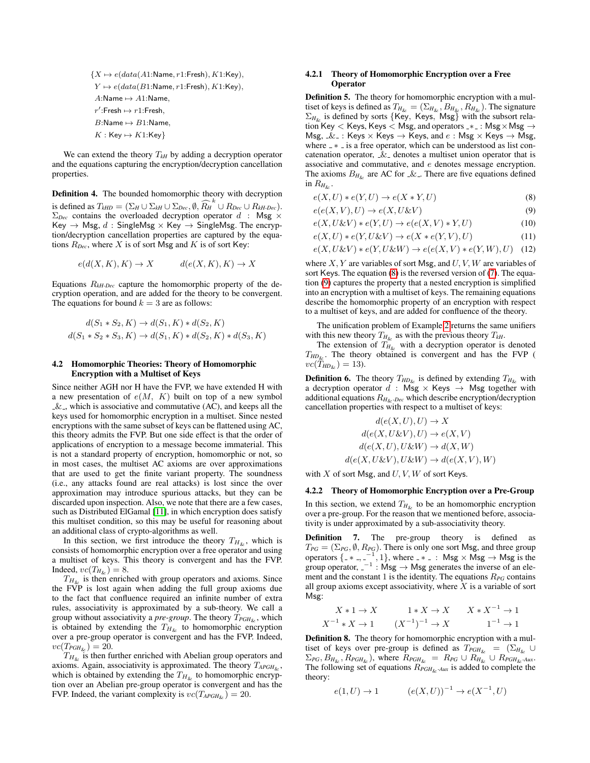$$
\begin{aligned}
\{&X \mapsto e(data(A1{:}\mathsf{Name}, r1{:}\mathsf{Fresh}), K1{:}\mathsf{Key}),\\
&Y \mapsto e(data(B1{:}\mathsf{Name}, r1{:}\mathsf{Fresh}), K1{:}\mathsf{Key}),\\
&A{:}\mathsf{Name} \mapsto A1{:}\mathsf{Name},\\
&r'{:}\mathsf{Fresh} \mapsto r1{:}\mathsf{Fresh},\\
&B{:}\mathsf{Name} \mapsto B1{:}\mathsf{Name},\\
&K : \mathsf{Key} \mapsto K1{:}\mathsf{Key}\}
\end{aligned}
$$

We can extend the theory $T_{kH}$ by adding a decryption operator and the equations capturing the encryption/decryption cancellation properties.

**Definition 4.** The bounded homomorphic theory with decryption is defined as $T_{kHD} = (\Sigma_H \cup \Sigma_{kH} \cup \Sigma_{Dec}, \emptyset, \widehat{R_H}^k \cup R_{Dec} \cup R_{kH\text{-}Dec})$. $\Sigma_{Dec}$ contains the overloaded decryption operator $d$ : $\mathsf{Msg} \times \mathsf{Key} \to \mathsf{Msg}$, $d$ : $\mathsf{SingleMsg} \times \mathsf{Key} \to \mathsf{SingleMsg}$. The encryption/decryption cancellation properties are captured by the equations $R_{Dec}$, where $X$ is of sort Msg and $K$ is of sort Key:

$$
e(d(X,K),K) \to X \qquad\qquad d(e(X,K),K) \to X
$$

Equations $R_{kH\text{-}Dec}$ capture the homomorphic property of the decryption operation, and are added for the theory to be convergent. The equations for bound $k = 3$ are as follows:

$$
\begin{aligned}
d(S_1 * S_2, K) &\to d(S_1, K) * d(S_2, K)\\
d(S_1 * S_2 * S_3, K) &\to d(S_1, K) * d(S_2, K) * d(S_3, K)
\end{aligned}
$$

## 4.2 Homomorphic Theories: Theory of Homomorphic Encryption with a Multiset of Keys

Since neither AGH nor H have the FVP, we have extended H with a new presentation of $e(M, K)$ built on top of a new symbol $\_\&\_$, which is associative and commutative (AC), and keeps all the keys used for homomorphic encryption in a multiset. Since nested encryptions with the same subset of keys can be flattened using AC, this theory admits the FVP. But one side effect is that the order of applications of encryption to a message become immaterial. This is not a standard property of encryption, homomorphic or not, so in most cases, the multiset AC axioms are over approximations that are used to get the finite variant property. The soundness (i.e., any attacks found are real attacks) is lost since the over approximation may introduce spurious attacks, but they can be discarded upon inspection. Also, we note that there are a few cases, such as Distributed ElGamal [11], in which encryption does satisfy this multiset condition, so this may be useful for reasoning about an additional class of crypto-algorithms as well.

In this section, we first introduce the theory $T_{H_\&}$, which is consists of homomorphic encryption over a free operator and using a multiset of keys. This theory is convergent and has the FVP. Indeed, $vc(T_{H_\&}) = 8$.

$T_{H_\&}$ is then enriched with group operators and axioms. Since the FVP is lost again when adding the full group axioms due to the fact that confluence required an infinite number of extra rules, associativity is approximated by a sub-theory. We call a group without associativity a *pre-group*. The theory $T_{PGH_\&}$, which is obtained by extending the $T_{H_\&}$ to homomorphic encryption over a pre-group operator is convergent and has the FVP. Indeed, $vc(T_{PGH_\&}) = 20$.

$T_{H_\&}$ is then further enriched with Abelian group operators and axioms. Again, associativity is approximated. The theory $T_{APGH_\&}$, which is obtained by extending the $T_{H_\&}$ to homomorphic encryption over an Abelian pre-group operator is convergent and has the FVP. Indeed, the variant complexity is $vc(T_{APGH_\&}) = 20$.

### 4.2.1 Theory of Homomorphic Encryption over a Free Operator

**Definition 5.** The theory for homomorphic encryption with a multiset of keys is defined as $T_{H_\&} = (\Sigma_{H_\&}, B_{H_\&}, R_{H_\&})$. The signature $\Sigma_{H_\&}$ is defined by sorts {Key, Keys, Msg} with the subsort relation Key < Keys, Keys < Msg, and operators $\_*\_ : \mathsf{Msg} \times \mathsf{Msg} \to \mathsf{Msg}$, $\_\&\_ : \mathsf{Keys} \times \mathsf{Keys} \to \mathsf{Keys}$, and $e : \mathsf{Msg} \times \mathsf{Keys} \to \mathsf{Msg}$, where $\_*\_$ is a free operator, which can be understood as list concatenation operator, $\_\&\_$ denotes a multiset union operator that is associative and commutative, and $e$ denotes message encryption. The axioms $B_{H_\&}$ are AC for $\_\&\_$. There are five equations defined in $R_{H_\&}$.

$$
\begin{aligned}
&e(X,U) * e(Y,U) \to e(X * Y, U) &(8)\\
&e(e(X,V),U) \to e(X, U\&V) &(9)\\
&e(X, U\&V) * e(Y,U) \to e(e(X,V) * Y, U) &(10)\\
&e(X,U) * e(Y, U\&V) \to e(X * e(Y,V), U) &(11)\\
&e(X, U\&V) * e(Y, U\&W) \to e(e(X,V) * e(Y,W), U) &(12)
\end{aligned}
$$

where $X, Y$ are variables of sort Msg, and $U, V, W$ are variables of sort Keys. The equation (8) is the reversed version of (7). The equation (9) captures the property that a nested encryption is simplified into an encryption with a multiset of keys. The remaining equations describe the homomorphic property of an encryption with respect to a multiset of keys, and are added for confluence of the theory.

The unification problem of Example 2 returns the same unifiers with this new theory $T_{H_\&}$ as with the previous theory $T_{kH}$.

The extension of $T_{H_\&}$ with a decryption operator is denoted $T_{HD_\&}$. The theory obtained is convergent and has the FVP ( $vc(T_{HD_\&}) = 13$).

**Definition 6.** The theory $T_{HD_\&}$ is defined by extending $T_{H_\&}$ with a decryption operator $d$ : $\mathsf{Msg} \times \mathsf{Keys} \to \mathsf{Msg}$ together with additional equations $R_{H_\&\text{-}Dec}$ which describe encryption/decryption cancellation properties with respect to a multiset of keys:

$$
\begin{aligned}
d(e(X,U),U) &\to X\\
d(e(X, U\&V), U) &\to e(X,V)\\
d(e(X,U), U\&W) &\to d(X,W)\\
d(e(X, U\&V), U\&W) &\to d(e(X,V), W)
\end{aligned}
$$

with $X$ of sort Msg, and $U, V, W$ of sort Keys.

### 4.2.2 Theory of Homomorphic Encryption over a Pre-Group

In this section, we extend $T_{H_\&}$ to be an homomorphic encryption over a pre-group. For the reason that we mentioned before, associativity is under approximated by a sub-associativity theory.

**Definition 7.** The pre-group theory is defined as $T_{PG} = (\Sigma_{PG}, \emptyset, R_{PG})$. There is only one sort Msg, and three group operators $\{\_*\_, \_^{-1}, 1\}$, where $\_*\_ : \mathsf{Msg} \times \mathsf{Msg} \to \mathsf{Msg}$ is the group operator, $\_^{-1} : \mathsf{Msg} \to \mathsf{Msg}$ generates the inverse of an element and the constant 1 is the identity. The equations $R_{PG}$ contains all group axioms except associativity, where $X$ is a variable of sort Msg:

$$
\begin{aligned}
&X * 1 \to X \qquad && 1 * X \to X \qquad && X * X^{-1} \to 1\\
&X^{-1} * X \to 1 \qquad && (X^{-1})^{-1} \to X \qquad && 1^{-1} \to 1
\end{aligned}
$$

**Definition 8.** The theory for homomorphic encryption with a multiset of keys over pre-group is defined as $T_{PGH_\&} = (\Sigma_{H_\&} \cup \Sigma_{PG}, B_{H_\&}, R_{PGH_\&})$, where $R_{PGH_\&} = R_{PG} \cup R_{H_\&} \cup R_{PGH_\&\text{-}Aux}$. The following set of equations $R_{PGH_\&\text{-}Aux}$ is added to complete the theory:

$$
e(1,U) \to 1 \qquad\qquad (e(X,U))^{-1} \to e(X^{-1}, U)
$$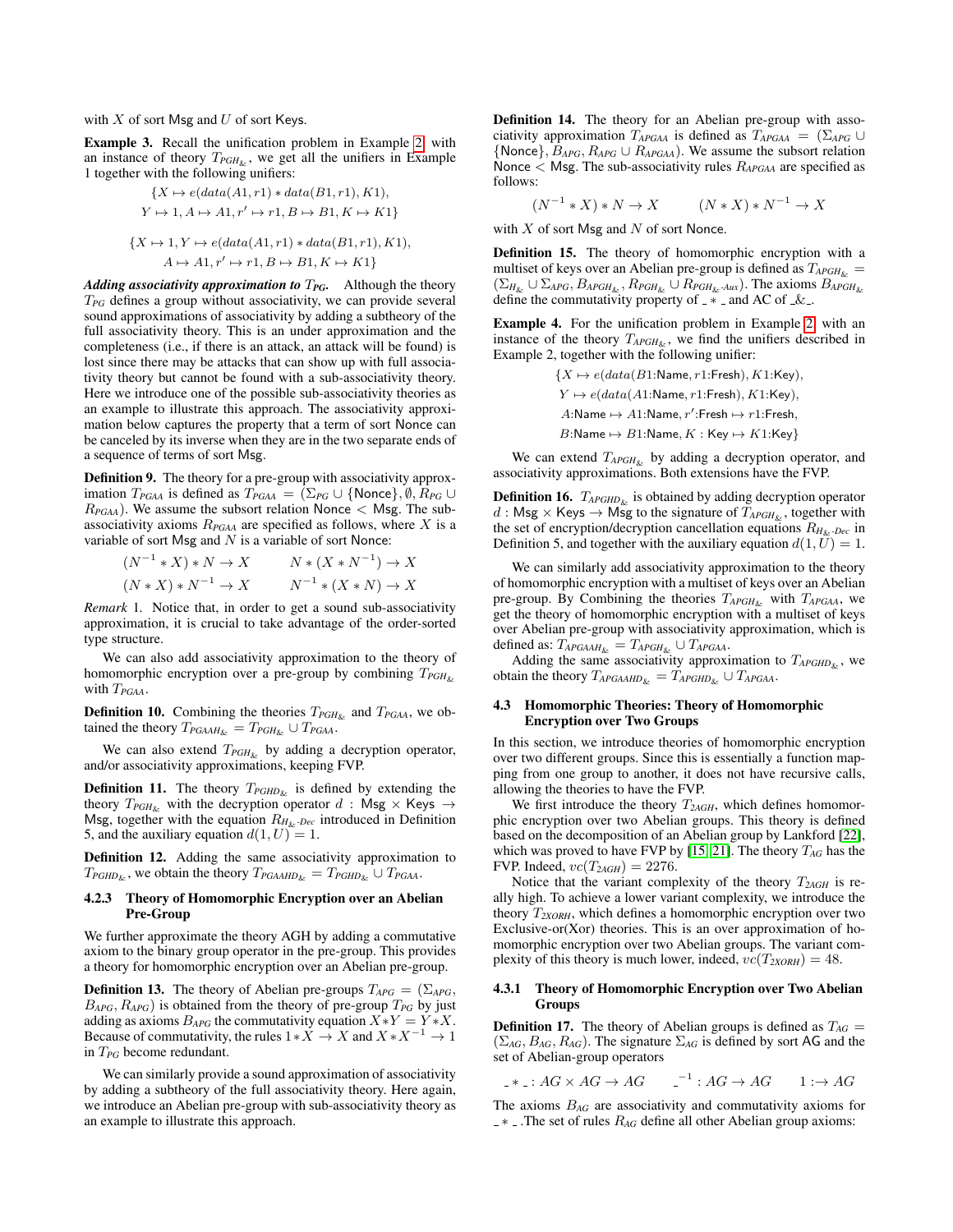with $X$ of sort Msg and $U$ of sort Keys.

**Example 3.** Recall the unification problem in Example 2 with an instance of theory $T_{PGH_{\&}}$, we get all the unifiers in Example 1 together with the following unifiers:

$$\{X \mapsto e(data(A1, r1) * data(B1, r1), K1),$$
$$Y \mapsto 1, A \mapsto A1, r' \mapsto r1, B \mapsto B1, K \mapsto K1\}$$

$$\{X \mapsto 1, Y \mapsto e(data(A1, r1) * data(B1, r1), K1),$$
$$A \mapsto A1, r' \mapsto r1, B \mapsto B1, K \mapsto K1\}$$

***Adding associativity approximation to $T_{PG}$.*** Although the theory $T_{PG}$ defines a group without associativity, we can provide several sound approximations of associativity by adding a subtheory of the full associativity theory. This is an under approximation and the completeness (i.e., if there is an attack, an attack will be found) is lost since there may be attacks that can show up with full associativity theory but cannot be found with a sub-associativity theory. Here we introduce one of the possible sub-associativity theories as an example to illustrate this approach. The associativity approximation below captures the property that a term of sort Nonce can be canceled by its inverse when they are in the two separate ends of a sequence of terms of sort Msg.

**Definition 9.** The theory for a pre-group with associativity approximation $T_{PGAA}$ is defined as $T_{PGAA} = (\Sigma_{PG} \cup \{\mathsf{Nonce}\}, \emptyset, R_{PG} \cup R_{PGAA})$. We assume the subsort relation Nonce < Msg. The sub-associativity axioms $R_{PGAA}$ are specified as follows, where $X$ is a variable of sort Msg and $N$ is a variable of sort Nonce:

$$(N^{-1} * X) * N \to X \qquad N * (X * N^{-1}) \to X$$
$$(N * X) * N^{-1} \to X \qquad N^{-1} * (X * N) \to X$$

*Remark* 1. Notice that, in order to get a sound sub-associativity approximation, it is crucial to take advantage of the order-sorted type structure.

We can also add associativity approximation to the theory of homomorphic encryption over a pre-group by combining $T_{PGH_{\&}}$ with $T_{PGAA}$.

**Definition 10.** Combining the theories $T_{PGH_{\&}}$ and $T_{PGAA}$, we obtained the theory $T_{PGAAH_{\&}} = T_{PGH_{\&}} \cup T_{PGAA}$.

We can also extend $T_{PGH_{\&}}$ by adding a decryption operator, and/or associativity approximations, keeping FVP.

**Definition 11.** The theory $T_{PGHD_{\&}}$ is defined by extending the theory $T_{PGH_{\&}}$ with the decryption operator $d$ : Msg × Keys → Msg, together with the equation $R_{H_{\&}\text{-}Dec}$ introduced in Definition 5, and the auxiliary equation $d(1, U) = 1$.

**Definition 12.** Adding the same associativity approximation to $T_{PGHD_{\&}}$, we obtain the theory $T_{PGAAHD_{\&}} = T_{PGHD_{\&}} \cup T_{PGAA}$.

#### 4.2.3 Theory of Homomorphic Encryption over an Abelian Pre-Group

We further approximate the theory AGH by adding a commutative axiom to the binary group operator in the pre-group. This provides a theory for homomorphic encryption over an Abelian pre-group.

**Definition 13.** The theory of Abelian pre-groups $T_{APG} = (\Sigma_{APG}, B_{APG}, R_{APG})$ is obtained from the theory of pre-group $T_{PG}$ by just adding as axioms $B_{APG}$ the commutativity equation $X*Y = Y*X$. Because of commutativity, the rules $1*X \to X$ and $X*X^{-1} \to 1$ in $T_{PG}$ become redundant.

We can similarly provide a sound approximation of associativity by adding a subtheory of the full associativity theory. Here again, we introduce an Abelian pre-group with sub-associativity theory as an example to illustrate this approach.

**Definition 14.** The theory for an Abelian pre-group with associativity approximation $T_{APGAA}$ is defined as $T_{APGAA} = (\Sigma_{APG} \cup \{\mathsf{Nonce}\}, B_{APG}, R_{APG} \cup R_{APGAA})$. We assume the subsort relation Nonce < Msg. The sub-associativity rules $R_{APGAA}$ are specified as follows:

$$(N^{-1} * X) * N \to X \qquad (N * X) * N^{-1} \to X$$

with $X$ of sort Msg and $N$ of sort Nonce.

**Definition 15.** The theory of homomorphic encryption with a multiset of keys over an Abelian pre-group is defined as $T_{APGH_{\&}} = (\Sigma_{H_{\&}} \cup \Sigma_{APG}, B_{APGH_{\&}}, R_{PGH_{\&}} \cup R_{PGH_{\&}\text{-}Aux})$. The axioms $B_{APGH_{\&}}$ define the commutativity property of $\_ * \_$ and AC of $\_\&\_$.

**Example 4.** For the unification problem in Example 2 with an instance of the theory $T_{APGH_{\&}}$, we find the unifiers described in Example 2, together with the following unifier:

$$\{X \mapsto e(data(B1{:}\mathsf{Name}, r1{:}\mathsf{Fresh}), K1{:}\mathsf{Key}),$$
$$Y \mapsto e(data(A1{:}\mathsf{Name}, r1{:}\mathsf{Fresh}), K1{:}\mathsf{Key}),$$
$$A{:}\mathsf{Name} \mapsto A1{:}\mathsf{Name}, r'{:}\mathsf{Fresh} \mapsto r1{:}\mathsf{Fresh},$$
$$B{:}\mathsf{Name} \mapsto B1{:}\mathsf{Name}, K : \mathsf{Key} \mapsto K1{:}\mathsf{Key}\}$$

We can extend $T_{APGH_{\&}}$ by adding a decryption operator, and associativity approximations. Both extensions have the FVP.

**Definition 16.** $T_{APGHD_{\&}}$ is obtained by adding decryption operator $d$ : Msg × Keys → Msg to the signature of $T_{APGH_{\&}}$, together with the set of encryption/decryption cancellation equations $R_{H_{\&}\text{-}Dec}$ in Definition 5, and together with the auxiliary equation $d(1, U) = 1$.

We can similarly add associativity approximation to the theory of homomorphic encryption with a multiset of keys over an Abelian pre-group. By Combining the theories $T_{APGH_{\&}}$ with $T_{APGAA}$, we get the theory of homomorphic encryption with a multiset of keys over Abelian pre-group with associativity approximation, which is defined as: $T_{APGAAH_{\&}} = T_{APGH_{\&}} \cup T_{APGAA}$.

Adding the same associativity approximation to $T_{APGHD_{\&}}$, we obtain the theory $T_{APGAAHD_{\&}} = T_{APGHD_{\&}} \cup T_{APGAA}$.

### 4.3 Homomorphic Theories: Theory of Homomorphic Encryption over Two Groups

In this section, we introduce theories of homomorphic encryption over two different groups. Since this is essentially a function mapping from one group to another, it does not have recursive calls, allowing the theories to have the FVP.

We first introduce the theory $T_{2AGH}$, which defines homomorphic encryption over two Abelian groups. This theory is defined based on the decomposition of an Abelian group by Lankford [22], which was proved to have FVP by [15, 21]. The theory $T_{AG}$ has the FVP. Indeed, $vc(T_{2AGH}) = 2276$.

Notice that the variant complexity of the theory $T_{2AGH}$ is really high. To achieve a lower variant complexity, we introduce the theory $T_{2XORH}$, which defines a homomorphic encryption over two Exclusive-or(Xor) theories. This is an over approximation of homomorphic encryption over two Abelian groups. The variant complexity of this theory is much lower, indeed, $vc(T_{2XORH}) = 48$.

#### 4.3.1 Theory of Homomorphic Encryption over Two Abelian Groups

**Definition 17.** The theory of Abelian groups is defined as $T_{AG} = (\Sigma_{AG}, B_{AG}, R_{AG})$. The signature $\Sigma_{AG}$ is defined by sort AG and the set of Abelian-group operators

$$\_ * \_ : AG \times AG \to AG \qquad \_^{-1} : AG \to AG \qquad 1 : \to AG$$

The axioms $B_{AG}$ are associativity and commutativity axioms for $\_ * \_$. The set of rules $R_{AG}$ define all other Abelian group axioms: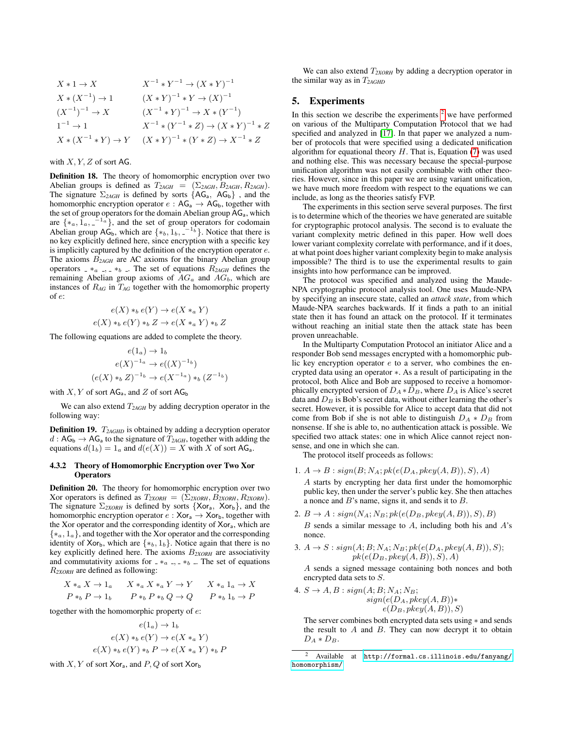$$
\begin{array}{ll}
X * 1 \to X & X^{-1} * Y^{-1} \to (X * Y)^{-1} \\
X * (X^{-1}) \to 1 & (X * Y)^{-1} * Y \to (X)^{-1} \\
(X^{-1})^{-1} \to X & (X^{-1} * Y)^{-1} \to X * (Y^{-1}) \\
1^{-1} \to 1 & X^{-1} * (Y^{-1} * Z) \to (X * Y)^{-1} * Z \\
X * (X^{-1} * Y) \to Y & (X * Y)^{-1} * (Y * Z) \to X^{-1} * Z
\end{array}
$$

with $X, Y, Z$ of sort $\mathsf{AG}$.

**Definition 18.** The theory of homomorphic encryption over two Abelian groups is defined as $T_{2AGH} = (\Sigma_{2AGH}, B_{2AGH}, R_{2AGH})$. The signature $\Sigma_{2AGH}$ is defined by sorts $\{\mathsf{AG_a}, \mathsf{AG_b}\}$ , and the homomorphic encryption operator $e : \mathsf{AG_a} \to \mathsf{AG_b}$, together with the set of group operators for the domain Abelian group $\mathsf{AG_a}$, which are $\{*_a, 1_a, \_^{-1_a}\}$, and the set of group operators for codomain Abelian group $\mathsf{AG_b}$, which are $\{*_b, 1_b, \_^{-1_b}\}$. Notice that there is no key explicitly defined here, since encryption with a specific key is implicitly captured by the definition of the encryption operator $e$. The axioms $B_{2AGH}$ are AC axioms for the binary Abelian group operators $\_ *_a \_, \_ *_b \_$. The set of equations $R_{2AGH}$ defines the remaining Abelian group axioms of $AG_a$ and $AG_b$, which are instances of $R_{AG}$ in $T_{AG}$ together with the homomorphic property of $e$:

$$
e(X) *_b e(Y) \to e(X *_a Y)
$$
$$
e(X) *_b e(Y) *_b Z \to e(X *_a Y) *_b Z
$$

The following equations are added to complete the theory.

$$
e(1_a) \to 1_b
$$
$$
e(X)^{-1_a} \to e((X)^{-1_b})
$$
$$
(e(X) *_b Z)^{-1_b} \to e(X^{-1_a}) *_b (Z^{-1_b})
$$

with $X, Y$ of sort $\mathsf{AG_a}$, and $Z$ of sort $\mathsf{AG_b}$

We can also extend $T_{2AGH}$ by adding decryption operator in the following way:

**Definition 19.** $T_{2AGHD}$ is obtained by adding a decryption operator $d : \mathsf{AG_b} \to \mathsf{AG_a}$ to the signature of $T_{2AGH}$, together with adding the equations $d(1_b) = 1_a$ and $d(e(X)) = X$ with $X$ of sort $\mathsf{AG_a}$.

#### 4.3.2 Theory of Homomorphic Encryption over Two Xor Operators

**Definition 20.** The theory for homomorphic encryption over two Xor operators is defined as $T_{2XORH} = (\Sigma_{2XORH}, B_{2XORH}, R_{2XORH})$. The signature $\Sigma_{2XORH}$ is defined by sorts $\{\mathsf{Xor_a}, \mathsf{Xor_b}\}$, and the homomorphic encryption operator $e : \mathsf{Xor_a} \to \mathsf{Xor_b}$, together with the Xor operator and the corresponding identity of $\mathsf{Xor_a}$, which are $\{*_a, 1_a\}$, and together with the Xor operator and the corresponding identity of $\mathsf{Xor_b}$, which are $\{*_b, 1_b\}$. Notice again that there is no key explicitly defined here. The axioms $B_{2XORH}$ are associativity and commutativity axioms for $\_ *_a \_, \_ *_b \_$. The set of equations $R_{2XORH}$ are defined as following:

$$
\begin{array}{lll}
X *_a X \to 1_a & X *_a X *_a Y \to Y & X *_a 1_a \to X \\
P *_b P \to 1_b & P *_b P *_b Q \to Q & P *_b 1_b \to P
\end{array}
$$

together with the homomorphic property of $e$:

$$
e(1_a) \to 1_b
$$
$$
e(X) *_b e(Y) \to e(X *_a Y)
$$
$$
e(X) *_b e(Y) *_b P \to e(X *_a Y) *_b P
$$

with $X, Y$ of sort $\mathsf{Xor_a}$, and $P, Q$ of sort $\mathsf{Xor_b}$

We can also extend $T_{2XORH}$ by adding a decryption operator in the similar way as in $T_{2AGHD}$

## 5. Experiments

In this section we describe the experiments [2] we have performed on various of the Multiparty Computation Protocol that we had specified and analyzed in [17]. In that paper we analyzed a number of protocols that were specified using a dedicated unification algorithm for equational theory $H$. That is, Equation (7) was used and nothing else. This was necessary because the special-purpose unification algorithm was not easily combinable with other theories. However, since in this paper we are using variant unification, we have much more freedom with respect to the equations we can include, as long as the theories satisfy FVP.

The experiments in this section serve several purposes. The first is to determine which of the theories we have generated are suitable for cryptographic protocol analysis. The second is to evaluate the variant complexity metric defined in this paper. How well does lower variant complexity correlate with performance, and if it does, at what point does higher variant complexity begin to make analysis impossible? The third is to use the experimental results to gain insights into how performance can be improved.

The protocol was specified and analyzed using the Maude-NPA cryptographic protocol analysis tool. One uses Maude-NPA by specifying an insecure state, called an *attack state*, from which Maude-NPA searches backwards. If it finds a path to an initial state then it has found an attack on the protocol. If it terminates without reaching an initial state then the attack state has been proven unreachable.

In the Multiparty Computation Protocol an initiator Alice and a responder Bob send messages encrypted with a homomorphic public key encryption operator $e$ to a server, who combines the encrypted data using an operator $*$. As a result of participating in the protocol, both Alice and Bob are supposed to receive a homomorphically encrypted version of $D_A * D_B$, where $D_A$ is Alice's secret data and $D_B$ is Bob's secret data, without either learning the other's secret. However, it is possible for Alice to accept data that did not come from Bob if she is not able to distinguish $D_A * D_B$ from nonsense. If she is able to, no authentication attack is possible. We specified two attack states: one in which Alice cannot reject nonsense, and one in which she can.

The protocol itself proceeds as follows:

1. $A \to B : sign(B; N_A; pk(e(D_A, pkey(A, B)), S), A)$

   $A$ starts by encrypting her data first under the homomorphic public key, then under the server's public key. She then attaches a nonce and $B$'s name, signs it, and sends it to $B$.

2. $B \to A : sign(N_A; N_B; pk(e(D_B, pkey(A, B)), S), B)$

   $B$ sends a similar message to $A$, including both his and $A$'s nonce.

3. $A \to S : sign(A; B; N_A; N_B; pk(e(D_A, pkey(A, B)), S);$
   $pk(e(D_B, pkey(A, B)), S), A)$

   $A$ sends a signed message containing both nonces and both encrypted data sets to $S$.

4. $S \to A, B : sign(A; B; N_A; N_B;$
   $sign(e(D_A, pkey(A, B)) *$
   $e(D_B, pkey(A, B)), S)$

   The server combines both encrypted data sets using $*$ and sends the result to $A$ and $B$. They can now decrypt it to obtain $D_A * D_B$.

[2] Available at http://formal.cs.illinois.edu/fanyang/homomorphism/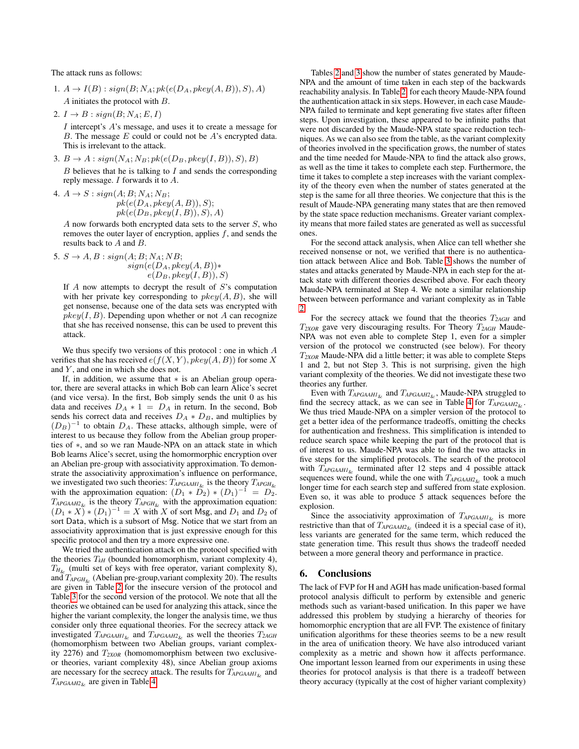The attack runs as follows:

1. $A \to I(B) : sign(B; N_A; pk(e(D_A, pkey(A, B)), S), A)$

   $A$ initiates the protocol with $B$.

2. $I \to B : sign(B; N_A; E, I)$

   $I$ intercept's $A$'s message, and uses it to create a message for $B$. The message $E$ could or could not be $A$'s encrypted data. This is irrelevant to the attack.

3. $B \to A : sign(N_A; N_B; pk(e(D_B, pkey(I, B)), S), B)$

   $B$ believes that he is talking to $I$ and sends the corresponding reply message. $I$ forwards it to $A$.

4. $A \to S : sign(A; B; N_A; N_B;$
   $pk(e(D_A, pkey(A, B)), S);$
   $pk(e(D_B, pkey(I, B)), S), A)$

   $A$ now forwards both encrypted data sets to the server $S$, who removes the outer layer of encryption, applies $f$, and sends the results back to $A$ and $B$.

5. $S \to A, B : sign(A; B; N_A; NB;$
   $sign(e(D_A, pkey(A, B))*$
   $e(D_B, pkey(I, B)), S)$

   If $A$ now attempts to decrypt the result of $S$'s computation with her private key corresponding to $pkey(A, B)$, she will get nonsense, because one of the data sets was encrypted with $pkey(I, B)$. Depending upon whether or not $A$ can recognize that she has received nonsense, this can be used to prevent this attack.

We thus specify two versions of this protocol : one in which $A$ verifies that she has received $e(f(X, Y), pkey(A, B))$ for some $X$ and $Y$, and one in which she does not.

If, in addition, we assume that $*$ is an Abelian group operator, there are several attacks in which Bob can learn Alice's secret (and vice versa). In the first, Bob simply sends the unit 0 as his data and receives $D_A * 1 = D_A$ in return. In the second, Bob sends his correct data and receives $D_A * D_B$, and multiplies by $(D_B)^{-1}$ to obtain $D_A$. These attacks, although simple, were of interest to us because they follow from the Abelian group properties of $*$, and so we ran Maude-NPA on an attack state in which Bob learns Alice's secret, using the homormorphic encryption over an Abelian pre-group with associativity approximation. To demonstrate the associativity approximation's influence on performance, we investigated two such theories: $T_{APGAAH1_\&}$ is the theory $T_{APGH_\&}$ with the approximation equation: $(D_1 * D_2) * (D_1)^{-1} = D_2$. $T_{APGAAH2_\&}$ is the theory $T_{APGH_\&}$ with the approximation equation: $(D_1 * X) * (D_1)^{-1} = X$ with $X$ of sort Msg, and $D_1$ and $D_2$ of sort Data, which is a subsort of Msg. Notice that we start from an associativity approximation that is just expressive enough for this specific protocol and then try a more expressive one.

We tried the authentication attack on the protocol specified with the theories $T_{kH}$ (bounded homomorphism, variant complexity 4), $T_{H_\&}$ (multi set of keys with free operator, variant complexity 8), and $T_{APGH_\&}$ (Abelian pre-group,variant complexity 20). The results are given in Table 2 for the insecure version of the protocol and Table 3 for the second version of the protocol. We note that all the theories we obtained can be used for analyzing this attack, since the higher the variant complexity, the longer the analysis time, we thus consider only three equational theories. For the secrecy attack we investigated $T_{APGAAH1_\&}$ and $T_{APGAAH2_\&}$ as well the theories $T_{2AGH}$ (homomorphism between two Abelian groups, variant complexity 2276) and $T_{2XOR}$ (homomomorphism between two exclusive-or theories, variant complexity 48), since Abelian group axioms are necessary for the secrecy attack. The results for $T_{APGAAH1_\&}$ and $T_{APGAAH2_\&}$ are given in Table 4.

Tables 2 and 3 show the number of states generated by Maude-NPA and the amount of time taken in each step of the backwards reachability analysis. In Table 2, for each theory Maude-NPA found the authentication attack in six steps. However, in each case Maude-NPA failed to terminate and kept generating five states after fifteen steps. Upon investigation, these appeared to be infinite paths that were not discarded by the Maude-NPA state space reduction techniques. As we can also see from the table, as the variant complexity of theories involved in the specification grows, the number of states and the time needed for Maude-NPA to find the attack also grows, as well as the time it takes to complete each step. Furthermore, the time it takes to complete a step increases with the variant complexity of the theory even when the number of states generated at the step is the same for all three theories. We conjecture that this is the result of Maude-NPA generating many states that are then removed by the state space reduction mechanisms. Greater variant complexity means that more failed states are generated as well as successful ones.

For the second attack analysis, when Alice can tell whether she received nonsense or not, we verified that there is no authentication attack between Alice and Bob. Table 3 shows the number of states and attacks generated by Maude-NPA in each step for the attack state with different theories described above. For each theory Maude-NPA terminated at Step 4. We note a similar relationship between between performance and variant complexity as in Table 2.

For the secrecy attack we found that the theories $T_{2AGH}$ and $T_{2XOR}$ gave very discouraging results. For Theory $T_{2AGH}$ Maude-NPA was not even able to complete Step 1, even for a simpler version of the protocol we constructed (see below). For theory $T_{2XOR}$ Maude-NPA did a little better; it was able to complete Steps 1 and 2, but not Step 3. This is not surprising, given the high variant complexity of the theories. We did not investigate these two theories any further.

Even with $T_{APGAAH1_\&}$ and $T_{APGAAH2_\&}$, Maude-NPA struggled to find the secrecy attack, as we can see in Table 4 for $T_{APGAAH2_\&}$. We thus tried Maude-NPA on a simpler version of the protocol to get a better idea of the performance tradeoffs, omitting the checks for authentication and freshness. This simplification is intended to reduce search space while keeping the part of the protocol that is of interest to us. Maude-NPA was able to find the two attacks in five steps for the simplified protocols. The search of the protocol with $T_{APGAAH1_\&}$ terminated after 12 steps and 4 possible attack sequences were found, while the one with $T_{APGAAH2_\&}$ took a much longer time for each search step and suffered from state explosion. Even so, it was able to produce 5 attack sequences before the explosion.

Since the associativity approximation of $T_{APGAAH1_\&}$ is more restrictive than that of $T_{APGAAH2_\&}$ (indeed it is a special case of it), less variants are generated for the same term, which reduced the state generation time. This result thus shows the tradeoff needed between a more general theory and performance in practice.

## 6. Conclusions

The lack of FVP for H and AGH has made unification-based formal protocol analysis difficult to perform by extensible and generic methods such as variant-based unification. In this paper we have addressed this problem by studying a hierarchy of theories for homomorphic encryption that are all FVP. The existence of finitary unification algorithms for these theories seems to be a new result in the area of unification theory. We have also introduced variant complexity as a metric and shown how it affects performance. One important lesson learned from our experiments in using these theories for protocol analysis is that there is a tradeoff between theory accuracy (typically at the cost of higher variant complexity)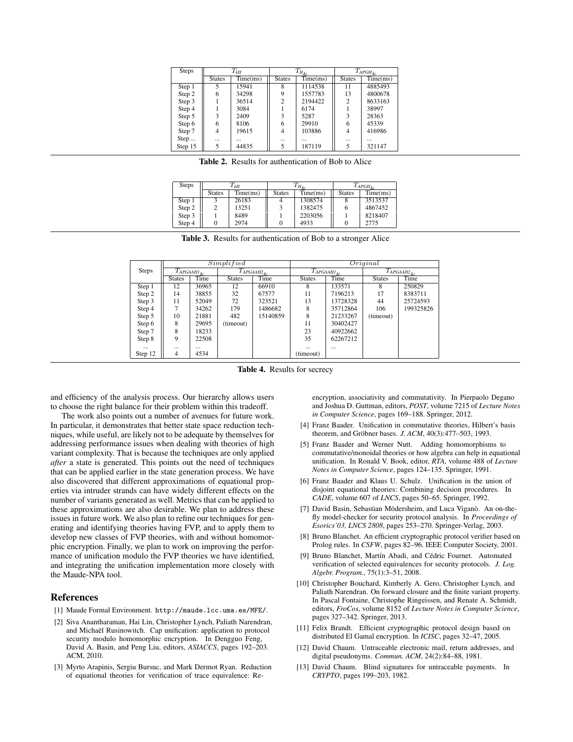| Steps | $T_{kH}$ | | $T_{H_{\&}}$ | | $T_{APGH_{\&}}$ | |
|---|---|---|---|---|---|---|
| | States | Time(ms) | States | Time(ms) | States | Time(ms) |
| Step 1 | 5 | 15941 | 8 | 1114538 | 11 | 4885493 |
| Step 2 | 6 | 34298 | 9 | 1557783 | 13 | 4800678 |
| Step 3 | 1 | 36514 | 2 | 2194422 | 2 | 8633163 |
| Step 4 | 1 | 3084 | 1 | 6174 | 1 | 38997 |
| Step 5 | 3 | 2409 | 3 | 5287 | 3 | 28363 |
| Step 6 | 6 | 8106 | 6 | 29910 | 6 | 45339 |
| Step 7 | 4 | 19615 | 4 | 103886 | 4 | 416986 |
| Step ... | ... | ... | ... | ... | ... | ... |
| Step 15 | 5 | 44835 | 5 | 187119 | 5 | 321147 |

**Table 2.** Results for authentication of Bob to Alice

| Steps | $T_{kH}$ | | $T_{H_{\&}}$ | | $T_{APGH_{\&}}$ | |
|---|---|---|---|---|---|---|
| | States | Time(ms) | States | Time(ms) | States | Time(ms) |
| Step 1 | 3 | 26183 | 4 | 1308574 | 8 | 3513537 |
| Step 2 | 2 | 13251 | 3 | 1382475 | 6 | 4867452 |
| Step 3 | 1 | 8489 | 1 | 2203056 | 1 | 8218407 |
| Step 4 | 0 | 2974 | 0 | 4933 | 0 | 2775 |

**Table 3.** Results for authentication of Bob to a stronger Alice

| Steps | $Simplified$ | | | | $Original$ | | | |
|---|---|---|---|---|---|---|---|---|
| | $T_{APGAAH1_{\&}}$ | | $T_{APGAAH2_{\&}}$ | | $T_{APGAAH1_{\&}}$ | | $T_{APGAAH2_{\&}}$ | |
| | States | Time | States | Time | States | Time | States | Time |
| Step 1 | 12 | 36965 | 12 | 66910 | 8 | 133571 | 8 | 250829 |
| Step 2 | 14 | 38855 | 32 | 67577 | 11 | 7196213 | 17 | 8383711 |
| Step 3 | 11 | 52049 | 72 | 323521 | 13 | 13728328 | 44 | 25724593 |
| Step 4 | 7 | 34262 | 179 | 1486682 | 8 | 35712864 | 106 | 199325826 |
| Step 5 | 10 | 21881 | 482 | 15140859 | 8 | 21233267 | (timeout) | |
| Step 6 | 8 | 29695 | (timeout) | | 11 | 30402427 | | |
| Step 7 | 8 | 18233 | | | 23 | 40922662 | | |
| Step 8 | 9 | 22508 | | | 35 | 62267212 | | |
| ... | ... | ... | | | ... | ... | | |
| Step 12 | 4 | 4534 | | | (timeout) | | | |

**Table 4.** Results for secrecy

and efficiency of the analysis process. Our hierarchy allows users to choose the right balance for their problem within this tradeoff.

The work also points out a number of avenues for future work. In particular, it demonstrates that better state space reduction techniques, while useful, are likely not to be adequate by themselves for addressing performance issues when dealing with theories of high variant complexity. That is because the techniques are only applied *after* a state is generated. This points out the need of techniques that can be applied earlier in the state generation process. We have also discovered that different approximations of equational properties via intruder strands can have widely different effects on the number of variants generated as well. Metrics that can be applied to these approximations are also desirable. We plan to address these issues in future work. We also plan to refine our techniques for generating and identifying theories having FVP, and to apply them to develop new classes of FVP theories, with and without homomorphic encryption. Finally, we plan to work on improving the performance of unification modulo the FVP theories we have identified, and integrating the unification implementation more closely with the Maude-NPA tool.

## References

[1] Maude Formal Environment. `http://maude.lcc.uma.es/MFE/`.

[2] Siva Anantharaman, Hai Lin, Christopher Lynch, Paliath Narendran, and Michaël Rusinowitch. Cap unification: application to protocol security modulo homomorphic encryption. In Dengguo Feng, David A. Basin, and Peng Liu, editors, *ASIACCS*, pages 192–203. ACM, 2010.

[3] Myrto Arapinis, Sergiu Bursuc, and Mark Dermot Ryan. Reduction of equational theories for verification of trace equivalence: Re-encryption, associativity and commutativity. In Pierpaolo Degano and Joshua D. Guttman, editors, *POST*, volume 7215 of *Lecture Notes in Computer Science*, pages 169–188. Springer, 2012.

[4] Franz Baader. Unification in commutative theories, Hilbert's basis theorem, and Gröbner bases. *J. ACM*, 40(3):477–503, 1993.

[5] Franz Baader and Werner Nutt. Adding homomorphisms to commutative/monoidal theories or how algebra can help in equational unification. In Ronald V. Book, editor, *RTA*, volume 488 of *Lecture Notes in Computer Science*, pages 124–135. Springer, 1991.

[6] Franz Baader and Klaus U. Schulz. Unification in the union of disjoint equational theories: Combining decision procedures. In *CADE*, volume 607 of *LNCS*, pages 50–65. Springer, 1992.

[7] David Basin, Sebastian Mödersheim, and Luca Viganò. An on-the-fly model-checker for security protocol analysis. In *Proceedings of Esorics'03, LNCS 2808*, pages 253–270. Springer-Verlag, 2003.

[8] Bruno Blanchet. An efficient cryptographic protocol verifier based on Prolog rules. In *CSFW*, pages 82–96. IEEE Computer Society, 2001.

[9] Bruno Blanchet, Martín Abadi, and Cédric Fournet. Automated verification of selected equivalences for security protocols. *J. Log. Algebr. Program.*, 75(1):3–51, 2008.

[10] Christopher Bouchard, Kimberly A. Gero, Christopher Lynch, and Paliath Narendran. On forward closure and the finite variant property. In Pascal Fontaine, Christophe Ringeissen, and Renate A. Schmidt, editors, *FroCos*, volume 8152 of *Lecture Notes in Computer Science*, pages 327–342. Springer, 2013.

[11] Felix Brandt. Efficient cryptographic protocol design based on distributed El Gamal encryption. In *ICISC*, pages 32–47, 2005.

[12] David Chaum. Untraceable electronic mail, return addresses, and digital pseudonyms. *Commun. ACM*, 24(2):84–88, 1981.

[13] David Chaum. Blind signatures for untraceable payments. In *CRYPTO*, pages 199–203, 1982.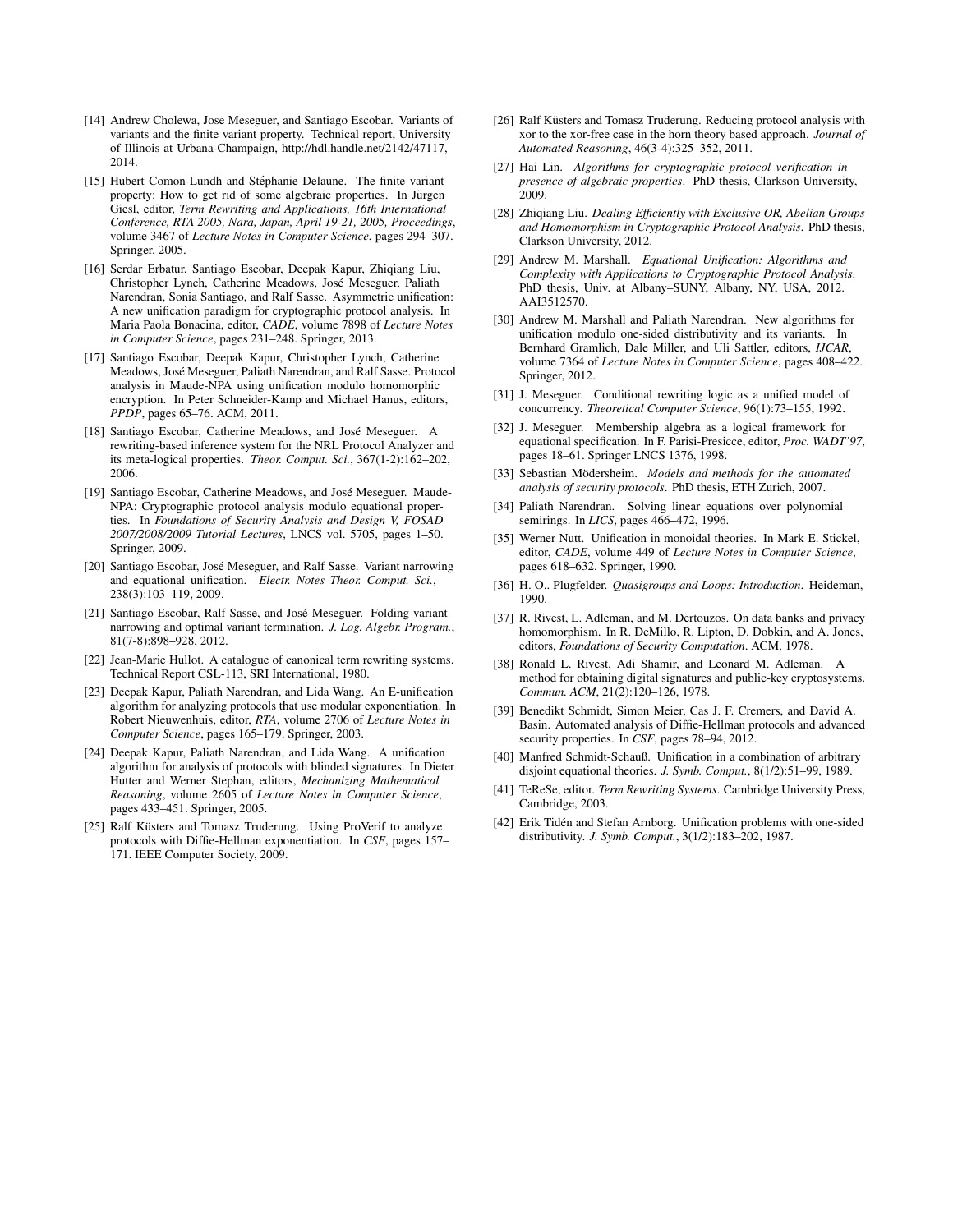[14] Andrew Cholewa, Jose Meseguer, and Santiago Escobar. Variants of variants and the finite variant property. Technical report, University of Illinois at Urbana-Champaign, http://hdl.handle.net/2142/47117, 2014.

[15] Hubert Comon-Lundh and Stéphanie Delaune. The finite variant property: How to get rid of some algebraic properties. In Jürgen Giesl, editor, *Term Rewriting and Applications, 16th International Conference, RTA 2005, Nara, Japan, April 19-21, 2005, Proceedings*, volume 3467 of *Lecture Notes in Computer Science*, pages 294–307. Springer, 2005.

[16] Serdar Erbatur, Santiago Escobar, Deepak Kapur, Zhiqiang Liu, Christopher Lynch, Catherine Meadows, José Meseguer, Paliath Narendran, Sonia Santiago, and Ralf Sasse. Asymmetric unification: A new unification paradigm for cryptographic protocol analysis. In Maria Paola Bonacina, editor, *CADE*, volume 7898 of *Lecture Notes in Computer Science*, pages 231–248. Springer, 2013.

[17] Santiago Escobar, Deepak Kapur, Christopher Lynch, Catherine Meadows, José Meseguer, Paliath Narendran, and Ralf Sasse. Protocol analysis in Maude-NPA using unification modulo homomorphic encryption. In Peter Schneider-Kamp and Michael Hanus, editors, *PPDP*, pages 65–76. ACM, 2011.

[18] Santiago Escobar, Catherine Meadows, and José Meseguer. A rewriting-based inference system for the NRL Protocol Analyzer and its meta-logical properties. *Theor. Comput. Sci.*, 367(1-2):162–202, 2006.

[19] Santiago Escobar, Catherine Meadows, and José Meseguer. Maude-NPA: Cryptographic protocol analysis modulo equational properties. In *Foundations of Security Analysis and Design V, FOSAD 2007/2008/2009 Tutorial Lectures*, LNCS vol. 5705, pages 1–50. Springer, 2009.

[20] Santiago Escobar, José Meseguer, and Ralf Sasse. Variant narrowing and equational unification. *Electr. Notes Theor. Comput. Sci.*, 238(3):103–119, 2009.

[21] Santiago Escobar, Ralf Sasse, and José Meseguer. Folding variant narrowing and optimal variant termination. *J. Log. Algebr. Program.*, 81(7-8):898–928, 2012.

[22] Jean-Marie Hullot. A catalogue of canonical term rewriting systems. Technical Report CSL-113, SRI International, 1980.

[23] Deepak Kapur, Paliath Narendran, and Lida Wang. An E-unification algorithm for analyzing protocols that use modular exponentiation. In Robert Nieuwenhuis, editor, *RTA*, volume 2706 of *Lecture Notes in Computer Science*, pages 165–179. Springer, 2003.

[24] Deepak Kapur, Paliath Narendran, and Lida Wang. A unification algorithm for analysis of protocols with blinded signatures. In Dieter Hutter and Werner Stephan, editors, *Mechanizing Mathematical Reasoning*, volume 2605 of *Lecture Notes in Computer Science*, pages 433–451. Springer, 2005.

[25] Ralf Küsters and Tomasz Truderung. Using ProVerif to analyze protocols with Diffie-Hellman exponentiation. In *CSF*, pages 157–171. IEEE Computer Society, 2009.

[26] Ralf Küsters and Tomasz Truderung. Reducing protocol analysis with xor to the xor-free case in the horn theory based approach. *Journal of Automated Reasoning*, 46(3-4):325–352, 2011.

[27] Hai Lin. *Algorithms for cryptographic protocol verification in presence of algebraic properties*. PhD thesis, Clarkson University, 2009.

[28] Zhiqiang Liu. *Dealing Efficiently with Exclusive OR, Abelian Groups and Homomorphism in Cryptographic Protocol Analysis*. PhD thesis, Clarkson University, 2012.

[29] Andrew M. Marshall. *Equational Unification: Algorithms and Complexity with Applications to Cryptographic Protocol Analysis*. PhD thesis, Univ. at Albany–SUNY, Albany, NY, USA, 2012. AAI3512570.

[30] Andrew M. Marshall and Paliath Narendran. New algorithms for unification modulo one-sided distributivity and its variants. In Bernhard Gramlich, Dale Miller, and Uli Sattler, editors, *IJCAR*, volume 7364 of *Lecture Notes in Computer Science*, pages 408–422. Springer, 2012.

[31] J. Meseguer. Conditional rewriting logic as a unified model of concurrency. *Theoretical Computer Science*, 96(1):73–155, 1992.

[32] J. Meseguer. Membership algebra as a logical framework for equational specification. In F. Parisi-Presicce, editor, *Proc. WADT'97*, pages 18–61. Springer LNCS 1376, 1998.

[33] Sebastian Mödersheim. *Models and methods for the automated analysis of security protocols*. PhD thesis, ETH Zurich, 2007.

[34] Paliath Narendran. Solving linear equations over polynomial semirings. In *LICS*, pages 466–472, 1996.

[35] Werner Nutt. Unification in monoidal theories. In Mark E. Stickel, editor, *CADE*, volume 449 of *Lecture Notes in Computer Science*, pages 618–632. Springer, 1990.

[36] H. O.. Plugfelder. *Quasigroups and Loops: Introduction*. Heideman, 1990.

[37] R. Rivest, L. Adleman, and M. Dertouzos. On data banks and privacy homomorphism. In R. DeMillo, R. Lipton, D. Dobkin, and A. Jones, editors, *Foundations of Security Computation*. ACM, 1978.

[38] Ronald L. Rivest, Adi Shamir, and Leonard M. Adleman. A method for obtaining digital signatures and public-key cryptosystems. *Commun. ACM*, 21(2):120–126, 1978.

[39] Benedikt Schmidt, Simon Meier, Cas J. F. Cremers, and David A. Basin. Automated analysis of Diffie-Hellman protocols and advanced security properties. In *CSF*, pages 78–94, 2012.

[40] Manfred Schmidt-Schauß. Unification in a combination of arbitrary disjoint equational theories. *J. Symb. Comput.*, 8(1/2):51–99, 1989.

[41] TeReSe, editor. *Term Rewriting Systems*. Cambridge University Press, Cambridge, 2003.

[42] Erik Tidén and Stefan Arnborg. Unification problems with one-sided distributivity. *J. Symb. Comput.*, 3(1/2):183–202, 1987.